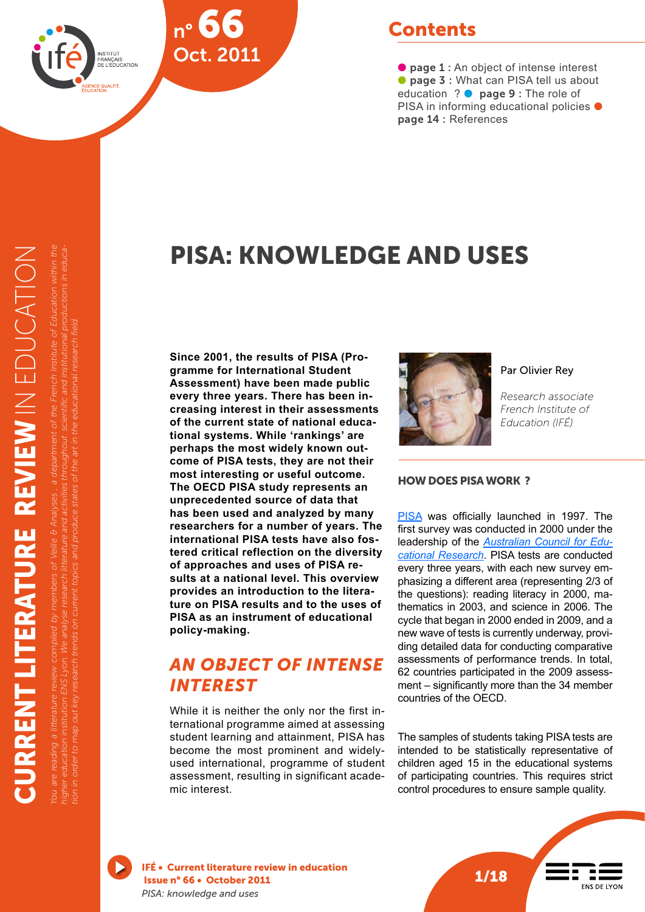# PISA: KNOWLEDGE AND USES

## Contents

- **page 1 :** An object of intense interest
- **page 3 :** What can PISA tell us about education ?
- **page 9 :** The role of PISA in informing educational policies
- **page 14 :** References

**Since 2001, the results of PISA (Programme for International Student Assessment) have been made public every three years. There has been increasing interest in their assessments of the current state of national educational systems. While 'rankings' are perhaps the most widely known outcome of PISA tests, they are not their most interesting or useful outcome. The OECD PISA study represents an unprecedented source of data that has been used and analyzed by many researchers for a number of years. The international PISA tests have also fostered critical reflection on the diversity of approaches and uses of PISA results at a national level. This overview provides an introduction to the literature on PISA results and to the uses of PISA as an instrument of educational policy-making.**

Par Olivier Rey

*Research associate French Institute of Education (IFÉ)*

## AN OBJECT OF INTENSE INTEREST

While it is neither the only nor the first international programme aimed at assessing student learning and attainment, PISA has become the most prominent and widely-used international, programme of student assessment, resulting in significant academic interest.

### HOW DOES PISA WORK ?

PISA was officially launched in 1997. The first survey was conducted in 2000 under the leadership of the *Australian Council for Educational Research*. PISA tests are conducted every three years, with each new survey emphasizing a different area (representing 2/3 of the questions): reading literacy in 2000, mathematics in 2003, and science in 2006. The cycle that began in 2000 ended in 2009, and a new wave of tests is currently underway, providing detailed data for conducting comparative assessments of performance trends. In total, 62 countries participated in the 2009 assessment – significantly more than the 34 member countries of the OECD.

The samples of students taking PISA tests are intended to be statistically representative of children aged 15 in the educational systems of participating countries. This requires strict control procedures to ensure sample quality.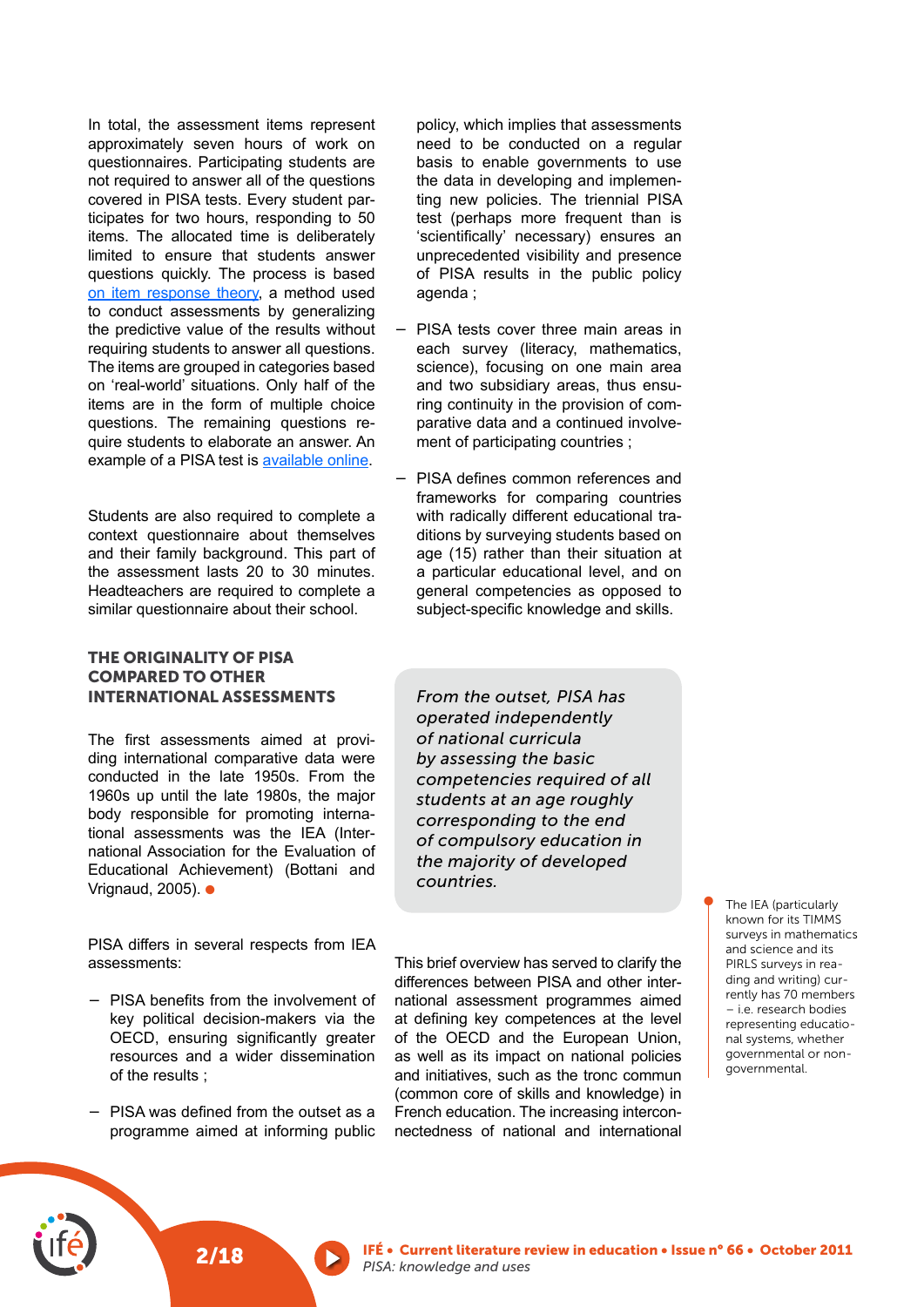In total, the assessment items represent approximately seven hours of work on questionnaires. Participating students are not required to answer all of the questions covered in PISA tests. Every student participates for two hours, responding to 50 items. The allocated time is deliberately limited to ensure that students answer questions quickly. The process is based on item response theory, a method used to conduct assessments by generalizing the predictive value of the results without requiring students to answer all questions. The items are grouped in categories based on 'real-world' situations. Only half of the items are in the form of multiple choice questions. The remaining questions require students to elaborate an answer. An example of a PISA test is available online.

Students are also required to complete a context questionnaire about themselves and their family background. This part of the assessment lasts 20 to 30 minutes. Headteachers are required to complete a similar questionnaire about their school.

### THE ORIGINALITY OF PISA COMPARED TO OTHER INTERNATIONAL ASSESSMENTS

The first assessments aimed at providing international comparative data were conducted in the late 1950s. From the 1960s up until the late 1980s, the major body responsible for promoting international assessments was the IEA (International Association for the Evaluation of Educational Achievement) (Bottani and Vrignaud, 2005). ●

PISA differs in several respects from IEA assessments:

- PISA benefits from the involvement of key political decision-makers via the OECD, ensuring significantly greater resources and a wider dissemination of the results ;
- PISA was defined from the outset as a programme aimed at informing public policy, which implies that assessments need to be conducted on a regular basis to enable governments to use the data in developing and implementing new policies. The triennial PISA test (perhaps more frequent than is 'scientifically' necessary) ensures an unprecedented visibility and presence of PISA results in the public policy agenda ;
- PISA tests cover three main areas in each survey (literacy, mathematics, science), focusing on one main area and two subsidiary areas, thus ensuring continuity in the provision of comparative data and a continued involvement of participating countries ;
- PISA defines common references and frameworks for comparing countries with radically different educational traditions by surveying students based on age (15) rather than their situation at a particular educational level, and on general competencies as opposed to subject-specific knowledge and skills.

*From the outset, PISA has operated independently of national curricula by assessing the basic competencies required of all students at an age roughly corresponding to the end of compulsory education in the majority of developed countries.*

This brief overview has served to clarify the differences between PISA and other international assessment programmes aimed at defining key competences at the level of the OECD and the European Union, as well as its impact on national policies and initiatives, such as the tronc commun (common core of skills and knowledge) in French education. The increasing interconnectedness of national and international

● The IEA (particularly known for its TIMMS surveys in mathematics and science and its PIRLS surveys in reading and writing) currently has 70 members – i.e. research bodies representing educational systems, whether governmental or non-governmental.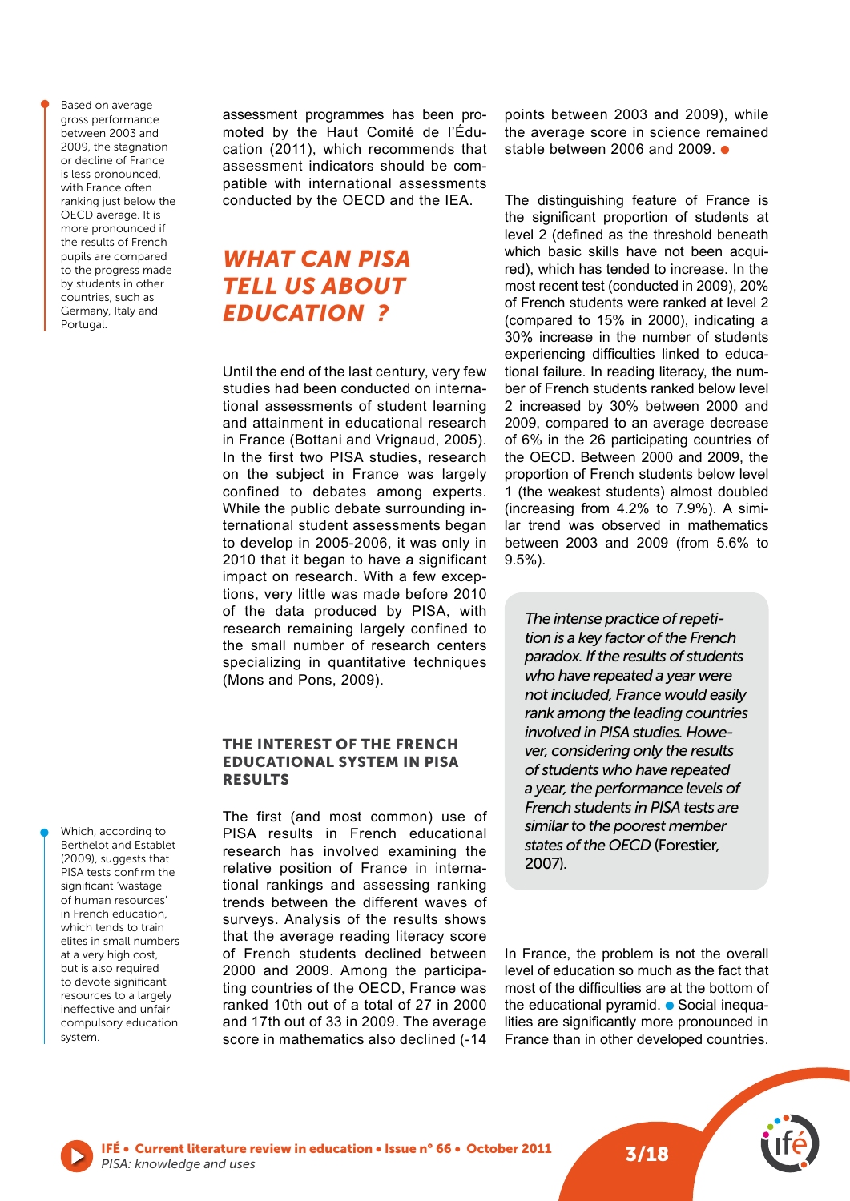Based on average gross performance between 2003 and 2009, the stagnation or decline of France is less pronounced, with France often ranking just below the OECD average. It is more pronounced if the results of French pupils are compared to the progress made by students in other countries, such as Germany, Italy and Portugal.

assessment programmes has been promoted by the Haut Comité de l'Éducation (2011), which recommends that assessment indicators should be compatible with international assessments conducted by the OECD and the IEA.

## WHAT CAN PISA TELL US ABOUT EDUCATION ?

Until the end of the last century, very few studies had been conducted on international assessments of student learning and attainment in educational research in France (Bottani and Vrignaud, 2005). In the first two PISA studies, research on the subject in France was largely confined to debates among experts. While the public debate surrounding international student assessments began to develop in 2005-2006, it was only in 2010 that it began to have a significant impact on research. With a few exceptions, very little was made before 2010 of the data produced by PISA, with research remaining largely confined to the small number of research centers specializing in quantitative techniques (Mons and Pons, 2009).

### THE INTEREST OF THE FRENCH EDUCATIONAL SYSTEM IN PISA RESULTS

The first (and most common) use of PISA results in French educational research has involved examining the relative position of France in international rankings and assessing ranking trends between the different waves of surveys. Analysis of the results shows that the average reading literacy score of French students declined between 2000 and 2009. Among the participating countries of the OECD, France was ranked 10th out of a total of 27 in 2000 and 17th out of 33 in 2009. The average score in mathematics also declined (-14 points between 2003 and 2009), while the average score in science remained stable between 2006 and 2009.

The distinguishing feature of France is the significant proportion of students at level 2 (defined as the threshold beneath which basic skills have not been acquired), which has tended to increase. In the most recent test (conducted in 2009), 20% of French students were ranked at level 2 (compared to 15% in 2000), indicating a 30% increase in the number of students experiencing difficulties linked to educational failure. In reading literacy, the number of French students ranked below level 2 increased by 30% between 2000 and 2009, compared to an average decrease of 6% in the 26 participating countries of the OECD. Between 2000 and 2009, the proportion of French students below level 1 (the weakest students) almost doubled (increasing from 4.2% to 7.9%). A similar trend was observed in mathematics between 2003 and 2009 (from 5.6% to 9.5%).

> *The intense practice of repetition is a key factor of the French paradox. If the results of students who have repeated a year were not included, France would easily rank among the leading countries involved in PISA studies. However, considering only the results of students who have repeated a year, the performance levels of French students in PISA tests are similar to the poorest member states of the OECD* (Forestier, 2007).

In France, the problem is not the overall level of education so much as the fact that most of the difficulties are at the bottom of the educational pyramid. Social inequalities are significantly more pronounced in France than in other developed countries.

Which, according to Berthelot and Establet (2009), suggests that PISA tests confirm the significant 'wastage of human resources' in French education, which tends to train elites in small numbers at a very high cost, but is also required to devote significant resources to a largely ineffective and unfair compulsory education system.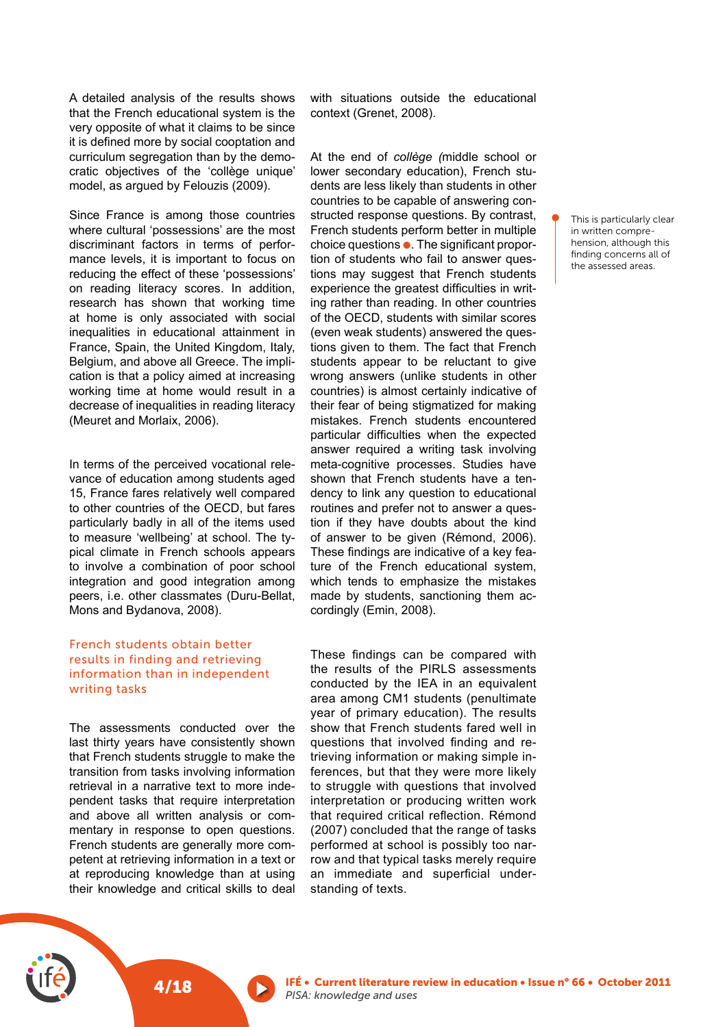A detailed analysis of the results shows that the French educational system is the very opposite of what it claims to be since it is defined more by social cooptation and curriculum segregation than by the democratic objectives of the 'collège unique' model, as argued by Felouzis (2009).

Since France is among those countries where cultural 'possessions' are the most discriminant factors in terms of performance levels, it is important to focus on reducing the effect of these 'possessions' on reading literacy scores. In addition, research has shown that working time at home is only associated with social inequalities in educational attainment in France, Spain, the United Kingdom, Italy, Belgium, and above all Greece. The implication is that a policy aimed at increasing working time at home would result in a decrease of inequalities in reading literacy (Meuret and Morlaix, 2006).

In terms of the perceived vocational relevance of education among students aged 15, France fares relatively well compared to other countries of the OECD, but fares particularly badly in all of the items used to measure 'wellbeing' at school. The typical climate in French schools appears to involve a combination of poor school integration and good integration among peers, i.e. other classmates (Duru-Bellat, Mons and Bydanova, 2008).

## French students obtain better results in finding and retrieving information than in independent writing tasks

The assessments conducted over the last thirty years have consistently shown that French students struggle to make the transition from tasks involving information retrieval in a narrative text to more independent tasks that require interpretation and above all written analysis or commentary in response to open questions. French students are generally more competent at retrieving information in a text or at reproducing knowledge than at using their knowledge and critical skills to deal with situations outside the educational context (Grenet, 2008).

At the end of *collège* (middle school or lower secondary education), French students are less likely than students in other countries to be capable of answering constructed response questions. By contrast, French students perform better in multiple choice questions ●. The significant proportion of students who fail to answer questions may suggest that French students experience the greatest difficulties in writing rather than reading. In other countries of the OECD, students with similar scores (even weak students) answered the questions given to them. The fact that French students appear to be reluctant to give wrong answers (unlike students in other countries) is almost certainly indicative of their fear of being stigmatized for making mistakes. French students encountered particular difficulties when the expected answer required a writing task involving meta-cognitive processes. Studies have shown that French students have a tendency to link any question to educational routines and prefer not to answer a question if they have doubts about the kind of answer to be given (Rémond, 2006). These findings are indicative of a key feature of the French educational system, which tends to emphasize the mistakes made by students, sanctioning them accordingly (Emin, 2008).

● This is particularly clear in written comprehension, although this finding concerns all of the assessed areas.

These findings can be compared with the results of the PIRLS assessments conducted by the IEA in an equivalent area among CM1 students (penultimate year of primary education). The results show that French students fared well in questions that involved finding and retrieving information or making simple inferences, but that they were more likely to struggle with questions that involved interpretation or producing written work that required critical reflection. Rémond (2007) concluded that the range of tasks performed at school is possibly too narrow and that typical tasks merely require an immediate and superficial understanding of texts.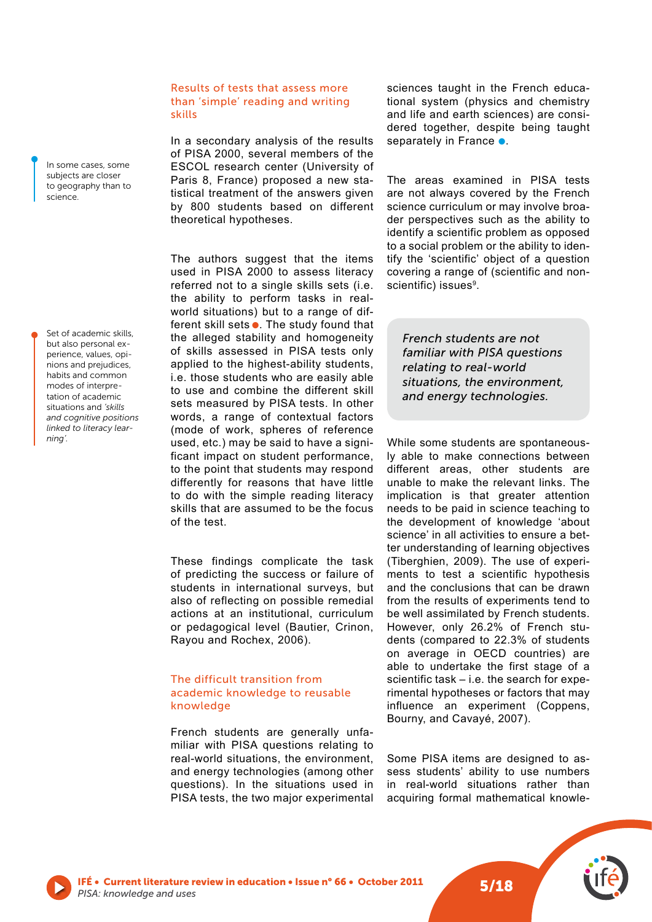### Results of tests that assess more than 'simple' reading and writing skills

In a secondary analysis of the results of PISA 2000, several members of the ESCOL research center (University of Paris 8, France) proposed a new statistical treatment of the answers given by 800 students based on different theoretical hypotheses.

The authors suggest that the items used in PISA 2000 to assess literacy referred not to a single skills sets (i.e. the ability to perform tasks in real-world situations) but to a range of different skill sets ●. The study found that the alleged stability and homogeneity of skills assessed in PISA tests only applied to the highest-ability students, i.e. those students who are easily able to use and combine the different skill sets measured by PISA tests. In other words, a range of contextual factors (mode of work, spheres of reference used, etc.) may be said to have a significant impact on student performance, to the point that students may respond differently for reasons that have little to do with the simple reading literacy skills that are assumed to be the focus of the test.

> ● Set of academic skills, but also personal experience, values, opinions and prejudices, habits and common modes of interpretation of academic situations and *'skills and cognitive positions linked to literacy learning'.*

These findings complicate the task of predicting the success or failure of students in international surveys, but also of reflecting on possible remedial actions at an institutional, curriculum or pedagogical level (Bautier, Crinon, Rayou and Rochex, 2006).

### The difficult transition from academic knowledge to reusable knowledge

French students are generally unfamiliar with PISA questions relating to real-world situations, the environment, and energy technologies (among other questions). In the situations used in PISA tests, the two major experimental sciences taught in the French educational system (physics and chemistry and life and earth sciences) are considered together, despite being taught separately in France ●.

> ● In some cases, some subjects are closer to geography than to science.

The areas examined in PISA tests are not always covered by the French science curriculum or may involve broader perspectives such as the ability to identify a scientific problem as opposed to a social problem or the ability to identify the 'scientific' object of a question covering a range of (scientific and non-scientific) issues[9].

> *French students are not familiar with PISA questions relating to real-world situations, the environment, and energy technologies.*

While some students are spontaneously able to make connections between different areas, other students are unable to make the relevant links. The implication is that greater attention needs to be paid in science teaching to the development of knowledge 'about science' in all activities to ensure a better understanding of learning objectives (Tiberghien, 2009). The use of experiments to test a scientific hypothesis and the conclusions that can be drawn from the results of experiments tend to be well assimilated by French students. However, only 26.2% of French students (compared to 22.3% of students on average in OECD countries) are able to undertake the first stage of a scientific task – i.e. the search for experimental hypotheses or factors that may influence an experiment (Coppens, Bourny, and Cavayé, 2007).

Some PISA items are designed to assess students' ability to use numbers in real-world situations rather than acquiring formal mathematical knowle-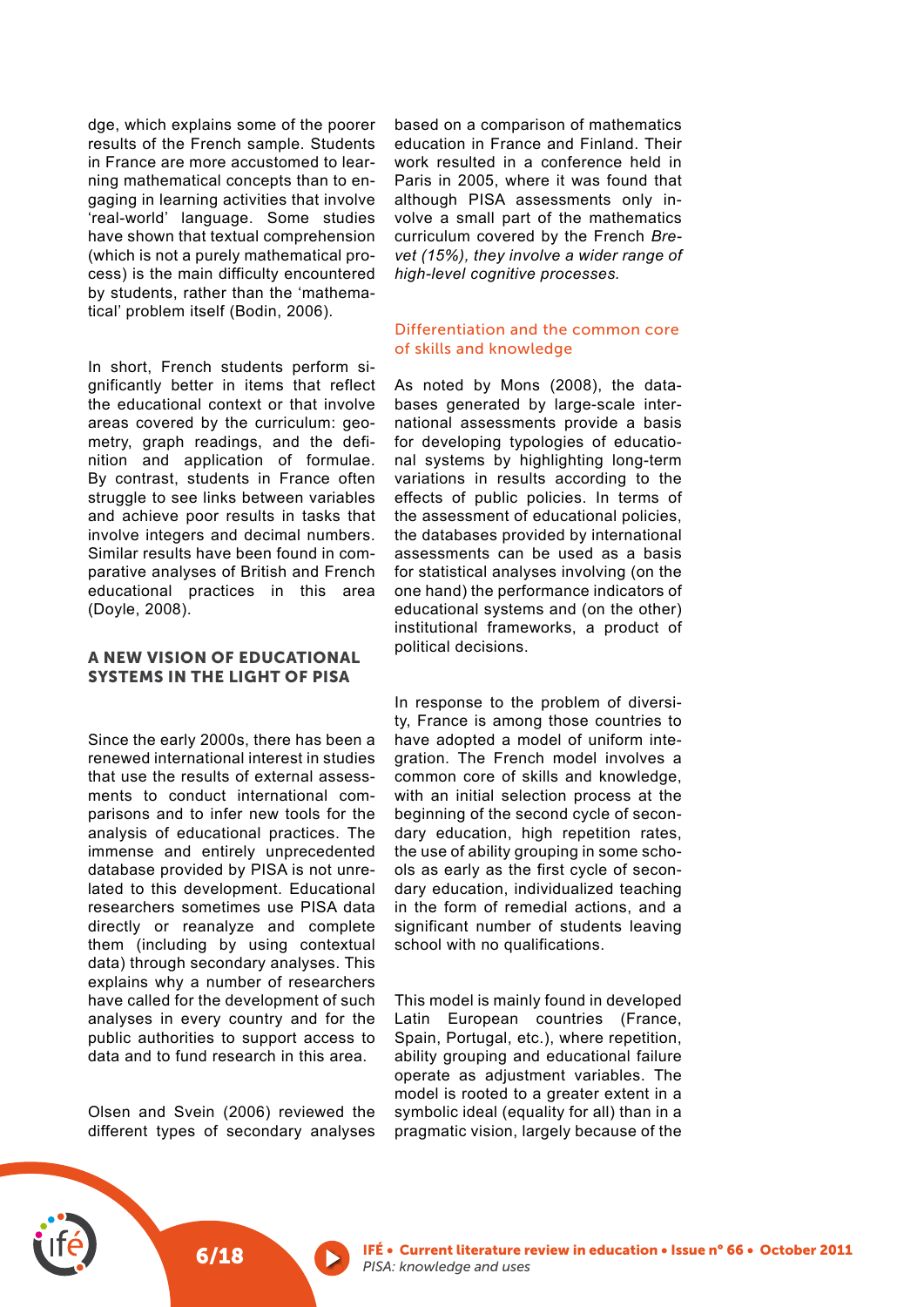dge, which explains some of the poorer results of the French sample. Students in France are more accustomed to learning mathematical concepts than to engaging in learning activities that involve 'real-world' language. Some studies have shown that textual comprehension (which is not a purely mathematical process) is the main difficulty encountered by students, rather than the 'mathematical' problem itself (Bodin, 2006).

In short, French students perform significantly better in items that reflect the educational context or that involve areas covered by the curriculum: geometry, graph readings, and the definition and application of formulae. By contrast, students in France often struggle to see links between variables and achieve poor results in tasks that involve integers and decimal numbers. Similar results have been found in comparative analyses of British and French educational practices in this area (Doyle, 2008).

## A NEW VISION OF EDUCATIONAL SYSTEMS IN THE LIGHT OF PISA

Since the early 2000s, there has been a renewed international interest in studies that use the results of external assessments to conduct international comparisons and to infer new tools for the analysis of educational practices. The immense and entirely unprecedented database provided by PISA is not unrelated to this development. Educational researchers sometimes use PISA data directly or reanalyze and complete them (including by using contextual data) through secondary analyses. This explains why a number of researchers have called for the development of such analyses in every country and for the public authorities to support access to data and to fund research in this area.

Olsen and Svein (2006) reviewed the different types of secondary analyses based on a comparison of mathematics education in France and Finland. Their work resulted in a conference held in Paris in 2005, where it was found that although PISA assessments only involve a small part of the mathematics curriculum covered by the French *Brevet (15%), they involve a wider range of high-level cognitive processes.*

### Differentiation and the common core of skills and knowledge

As noted by Mons (2008), the databases generated by large-scale international assessments provide a basis for developing typologies of educational systems by highlighting long-term variations in results according to the effects of public policies. In terms of the assessment of educational policies, the databases provided by international assessments can be used as a basis for statistical analyses involving (on the one hand) the performance indicators of educational systems and (on the other) institutional frameworks, a product of political decisions.

In response to the problem of diversity, France is among those countries to have adopted a model of uniform integration. The French model involves a common core of skills and knowledge, with an initial selection process at the beginning of the second cycle of secondary education, high repetition rates, the use of ability grouping in some schools as early as the first cycle of secondary education, individualized teaching in the form of remedial actions, and a significant number of students leaving school with no qualifications.

This model is mainly found in developed Latin European countries (France, Spain, Portugal, etc.), where repetition, ability grouping and educational failure operate as adjustment variables. The model is rooted to a greater extent in a symbolic ideal (equality for all) than in a pragmatic vision, largely because of the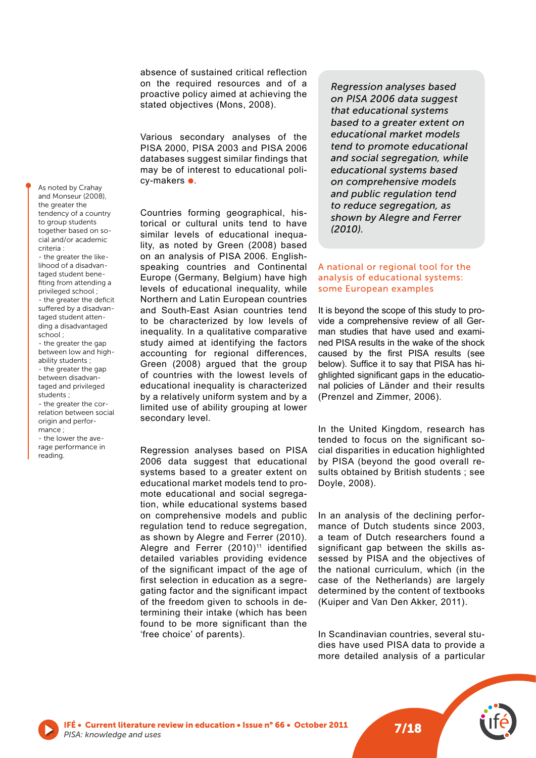absence of sustained critical reflection on the required resources and of a proactive policy aimed at achieving the stated objectives (Mons, 2008).

Various secondary analyses of the PISA 2000, PISA 2003 and PISA 2006 databases suggest similar findings that may be of interest to educational policy-makers ●.

As noted by Crahay and Monseur (2008), the greater the tendency of a country to group students together based on social and/or academic criteria :
- the greater the likelihood of a disadvantaged student benefiting from attending a privileged school ;
- the greater the deficit suffered by a disadvantaged student attending a disadvantaged school ;
- the greater the gap between low and high-ability students ;
- the greater the gap between disadvantaged and privileged students ;
- the greater the correlation between social origin and performance ;
- the lower the average performance in reading.

Countries forming geographical, historical or cultural units tend to have similar levels of educational inequality, as noted by Green (2008) based on an analysis of PISA 2006. English-speaking countries and Continental Europe (Germany, Belgium) have high levels of educational inequality, while Northern and Latin European countries and South-East Asian countries tend to be characterized by low levels of inequality. In a qualitative comparative study aimed at identifying the factors accounting for regional differences, Green (2008) argued that the group of countries with the lowest levels of educational inequality is characterized by a relatively uniform system and by a limited use of ability grouping at lower secondary level.

Regression analyses based on PISA 2006 data suggest that educational systems based to a greater extent on educational market models tend to promote educational and social segregation, while educational systems based on comprehensive models and public regulation tend to reduce segregation, as shown by Alegre and Ferrer (2010). Alegre and Ferrer (2010)[11] identified detailed variables providing evidence of the significant impact of the age of first selection in education as a segregating factor and the significant impact of the freedom given to schools in determining their intake (which has been found to be more significant than the 'free choice' of parents).

*Regression analyses based on PISA 2006 data suggest that educational systems based to a greater extent on educational market models tend to promote educational and social segregation, while educational systems based on comprehensive models and public regulation tend to reduce segregation, as shown by Alegre and Ferrer (2010).*

## A national or regional tool for the analysis of educational systems: some European examples

It is beyond the scope of this study to provide a comprehensive review of all German studies that have used and examined PISA results in the wake of the shock caused by the first PISA results (see below). Suffice it to say that PISA has highlighted significant gaps in the educational policies of Länder and their results (Prenzel and Zimmer, 2006).

In the United Kingdom, research has tended to focus on the significant social disparities in education highlighted by PISA (beyond the good overall results obtained by British students ; see Doyle, 2008).

In an analysis of the declining performance of Dutch students since 2003, a team of Dutch researchers found a significant gap between the skills assessed by PISA and the objectives of the national curriculum, which (in the case of the Netherlands) are largely determined by the content of textbooks (Kuiper and Van Den Akker, 2011).

In Scandinavian countries, several studies have used PISA data to provide a more detailed analysis of a particular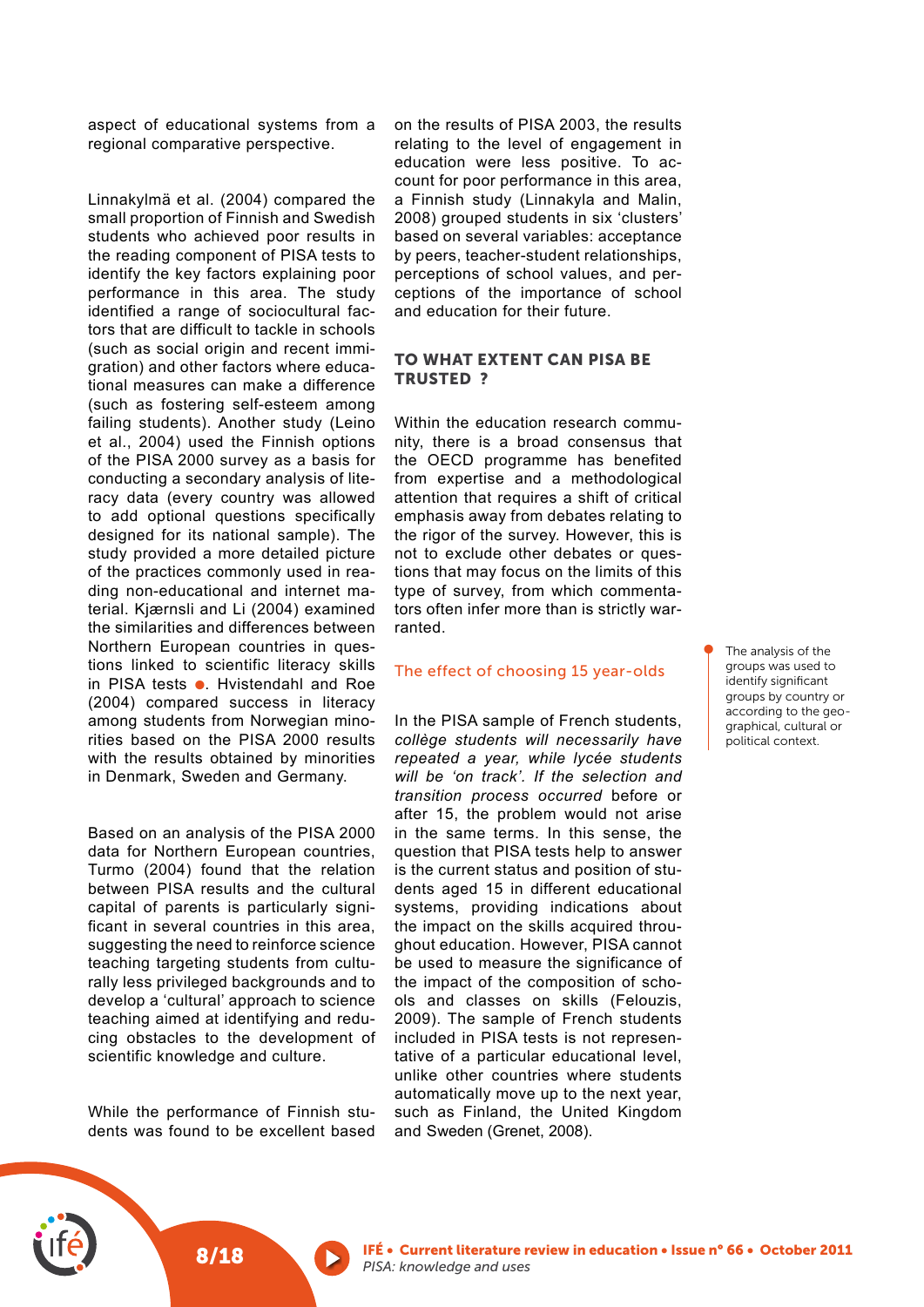aspect of educational systems from a regional comparative perspective.

Linnakylmä et al. (2004) compared the small proportion of Finnish and Swedish students who achieved poor results in the reading component of PISA tests to identify the key factors explaining poor performance in this area. The study identified a range of sociocultural factors that are difficult to tackle in schools (such as social origin and recent immigration) and other factors where educational measures can make a difference (such as fostering self-esteem among failing students). Another study (Leino et al., 2004) used the Finnish options of the PISA 2000 survey as a basis for conducting a secondary analysis of literacy data (every country was allowed to add optional questions specifically designed for its national sample). The study provided a more detailed picture of the practices commonly used in reading non-educational and internet material. Kjærnsli and Li (2004) examined the similarities and differences between Northern European countries in questions linked to scientific literacy skills in PISA tests ●. Hvistendahl and Roe (2004) compared success in literacy among students from Norwegian minorities based on the PISA 2000 results with the results obtained by minorities in Denmark, Sweden and Germany.

> ● The analysis of the groups was used to identify significant groups by country or according to the geographical, cultural or political context.

Based on an analysis of the PISA 2000 data for Northern European countries, Turmo (2004) found that the relation between PISA results and the cultural capital of parents is particularly significant in several countries in this area, suggesting the need to reinforce science teaching targeting students from culturally less privileged backgrounds and to develop a 'cultural' approach to science teaching aimed at identifying and reducing obstacles to the development of scientific knowledge and culture.

While the performance of Finnish students was found to be excellent based on the results of PISA 2003, the results relating to the level of engagement in education were less positive. To account for poor performance in this area, a Finnish study (Linnakyla and Malin, 2008) grouped students in six 'clusters' based on several variables: acceptance by peers, teacher-student relationships, perceptions of school values, and perceptions of the importance of school and education for their future.

## TO WHAT EXTENT CAN PISA BE TRUSTED ?

Within the education research community, there is a broad consensus that the OECD programme has benefited from expertise and a methodological attention that requires a shift of critical emphasis away from debates relating to the rigor of the survey. However, this is not to exclude other debates or questions that may focus on the limits of this type of survey, from which commentators often infer more than is strictly warranted.

### The effect of choosing 15 year-olds

In the PISA sample of French students, *collège students will necessarily have repeated a year, while lycée students will be 'on track'. If the selection and transition process occurred* before or after 15, the problem would not arise in the same terms. In this sense, the question that PISA tests help to answer is the current status and position of students aged 15 in different educational systems, providing indications about the impact on the skills acquired throughout education. However, PISA cannot be used to measure the significance of the impact of the composition of schools and classes on skills (Felouzis, 2009). The sample of French students included in PISA tests is not representative of a particular educational level, unlike other countries where students automatically move up to the next year, such as Finland, the United Kingdom and Sweden (Grenet, 2008).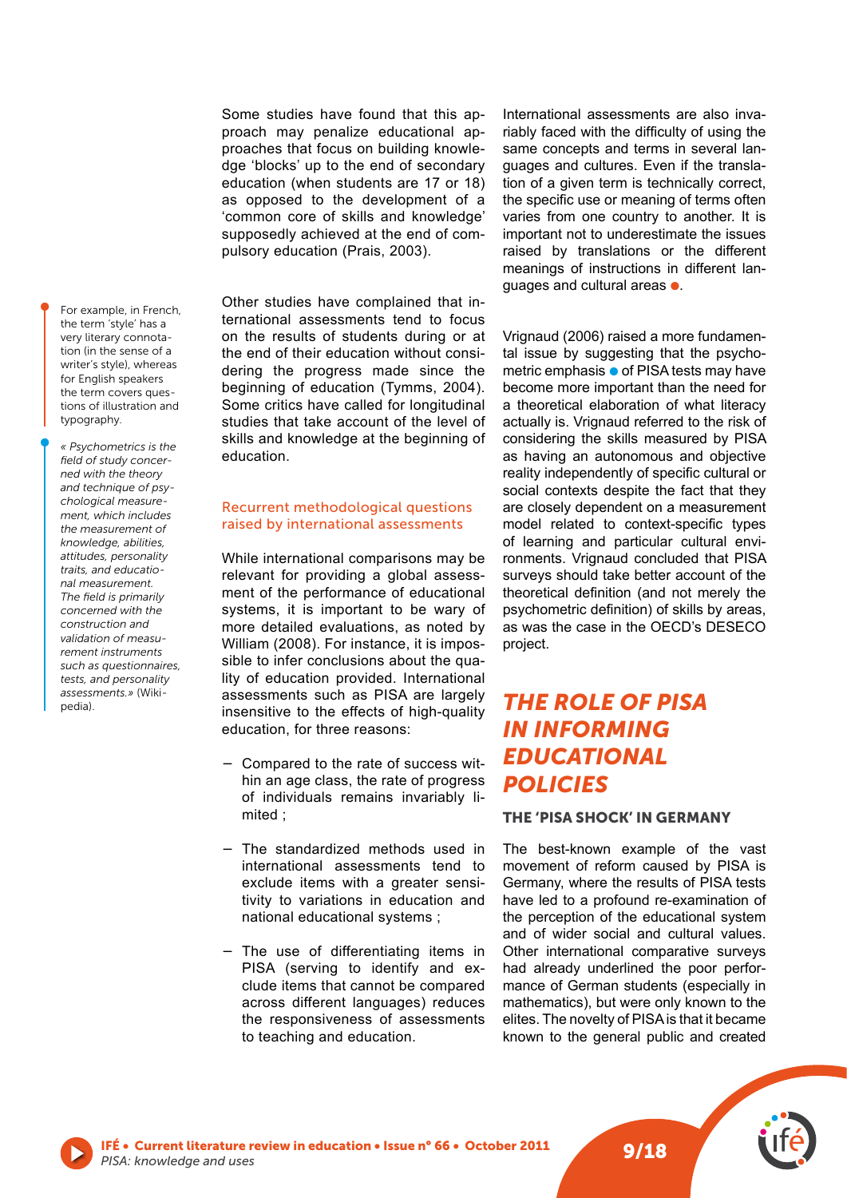Some studies have found that this approach may penalize educational approaches that focus on building knowledge 'blocks' up to the end of secondary education (when students are 17 or 18) as opposed to the development of a 'common core of skills and knowledge' supposedly achieved at the end of compulsory education (Prais, 2003).

Other studies have complained that international assessments tend to focus on the results of students during or at the end of their education without considering the progress made since the beginning of education (Tymms, 2004). Some critics have called for longitudinal studies that take account of the level of skills and knowledge at the beginning of education.

### Recurrent methodological questions raised by international assessments

While international comparisons may be relevant for providing a global assessment of the performance of educational systems, it is important to be wary of more detailed evaluations, as noted by William (2008). For instance, it is impossible to infer conclusions about the quality of education provided. International assessments such as PISA are largely insensitive to the effects of high-quality education, for three reasons:

- Compared to the rate of success within an age class, the rate of progress of individuals remains invariably limited ;
- The standardized methods used in international assessments tend to exclude items with a greater sensitivity to variations in education and national educational systems ;
- The use of differentiating items in PISA (serving to identify and exclude items that cannot be compared across different languages) reduces the responsiveness of assessments to teaching and education.

International assessments are also invariably faced with the difficulty of using the same concepts and terms in several languages and cultures. Even if the translation of a given term is technically correct, the specific use or meaning of terms often varies from one country to another. It is important not to underestimate the issues raised by translations or the different meanings of instructions in different languages and cultural areas ●.

For example, in French, the term 'style' has a very literary connotation (in the sense of a writer's style), whereas for English speakers the term covers questions of illustration and typography.

Vrignaud (2006) raised a more fundamental issue by suggesting that the psychometric emphasis ● of PISA tests may have become more important than the need for a theoretical elaboration of what literacy actually is. Vrignaud referred to the risk of considering the skills measured by PISA as having an autonomous and objective reality independently of specific cultural or social contexts despite the fact that they are closely dependent on a measurement model related to context-specific types of learning and particular cultural environments. Vrignaud concluded that PISA surveys should take better account of the theoretical definition (and not merely the psychometric definition) of skills by areas, as was the case in the OECD's DESECO project.

*« Psychometrics is the field of study concerned with the theory and technique of psychological measurement, which includes the measurement of knowledge, abilities, attitudes, personality traits, and educational measurement. The field is primarily concerned with the construction and validation of measurement instruments such as questionnaires, tests, and personality assessments.»* (Wikipedia).

## *THE ROLE OF PISA IN INFORMING EDUCATIONAL POLICIES*

### THE 'PISA SHOCK' IN GERMANY

The best-known example of the vast movement of reform caused by PISA is Germany, where the results of PISA tests have led to a profound re-examination of the perception of the educational system and of wider social and cultural values. Other international comparative surveys had already underlined the poor performance of German students (especially in mathematics), but were only known to the elites. The novelty of PISA is that it became known to the general public and created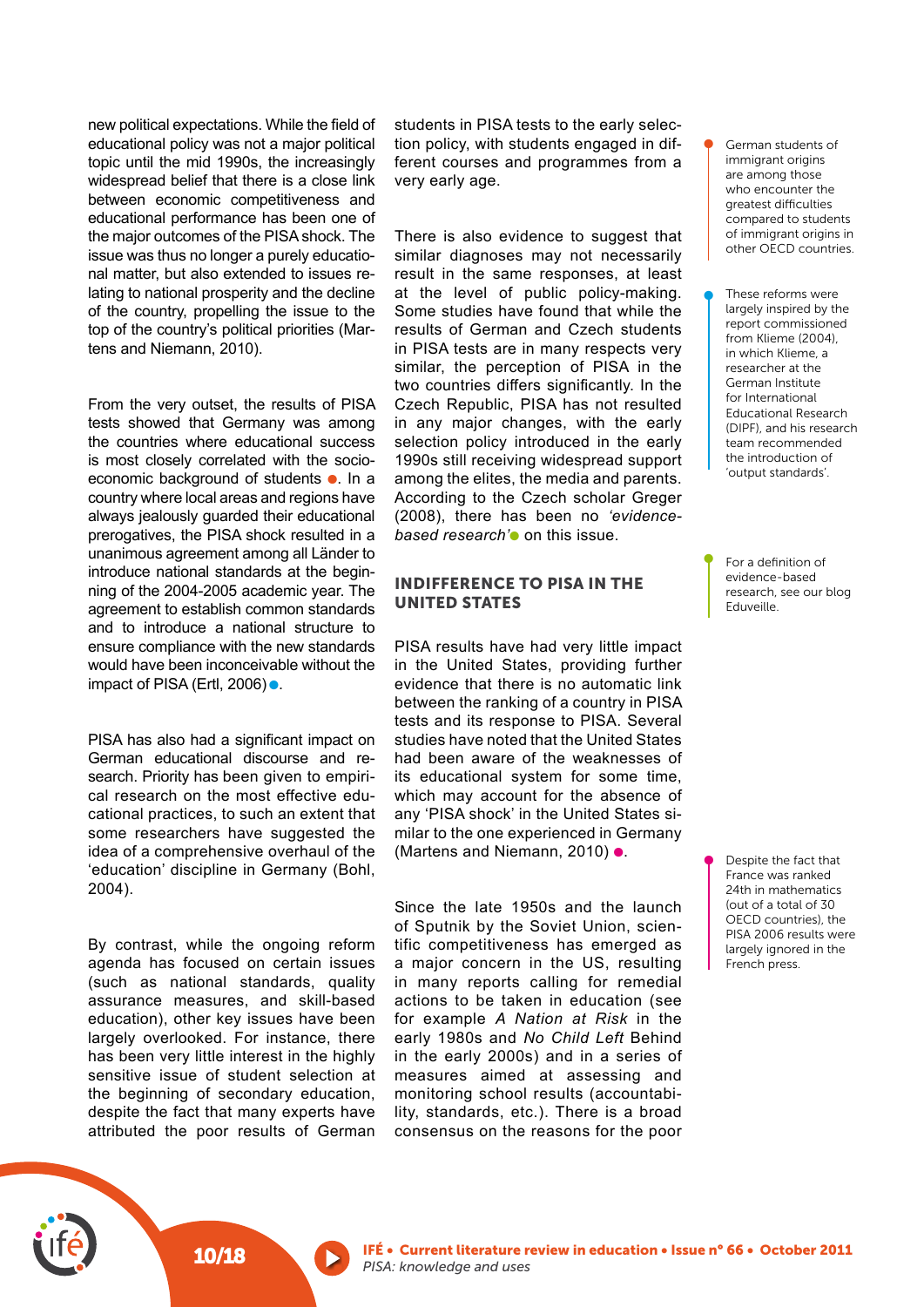new political expectations. While the field of educational policy was not a major political topic until the mid 1990s, the increasingly widespread belief that there is a close link between economic competitiveness and educational performance has been one of the major outcomes of the PISA shock. The issue was thus no longer a purely educational matter, but also extended to issues relating to national prosperity and the decline of the country, propelling the issue to the top of the country's political priorities (Martens and Niemann, 2010).

From the very outset, the results of PISA tests showed that Germany was among the countries where educational success is most closely correlated with the socio-economic background of students ●. In a country where local areas and regions have always jealously guarded their educational prerogatives, the PISA shock resulted in a unanimous agreement among all Länder to introduce national standards at the beginning of the 2004-2005 academic year. The agreement to establish common standards and to introduce a national structure to ensure compliance with the new standards would have been inconceivable without the impact of PISA (Ertl, 2006) ●.

PISA has also had a significant impact on German educational discourse and research. Priority has been given to empirical research on the most effective educational practices, to such an extent that some researchers have suggested the idea of a comprehensive overhaul of the 'education' discipline in Germany (Bohl, 2004).

By contrast, while the ongoing reform agenda has focused on certain issues (such as national standards, quality assurance measures, and skill-based education), other key issues have been largely overlooked. For instance, there has been very little interest in the highly sensitive issue of student selection at the beginning of secondary education, despite the fact that many experts have attributed the poor results of German students in PISA tests to the early selection policy, with students engaged in different courses and programmes from a very early age.

There is also evidence to suggest that similar diagnoses may not necessarily result in the same responses, at least at the level of public policy-making. Some studies have found that while the results of German and Czech students in PISA tests are in many respects very similar, the perception of PISA in the two countries differs significantly. In the Czech Republic, PISA has not resulted in any major changes, with the early selection policy introduced in the early 1990s still receiving widespread support among the elites, the media and parents. According to the Czech scholar Greger (2008), there has been no *'evidence-based research'* ● on this issue.

## INDIFFERENCE TO PISA IN THE UNITED STATES

PISA results have had very little impact in the United States, providing further evidence that there is no automatic link between the ranking of a country in PISA tests and its response to PISA. Several studies have noted that the United States had been aware of the weaknesses of its educational system for some time, which may account for the absence of any 'PISA shock' in the United States similar to the one experienced in Germany (Martens and Niemann, 2010) ●.

Since the late 1950s and the launch of Sputnik by the Soviet Union, scientific competitiveness has emerged as a major concern in the US, resulting in many reports calling for remedial actions to be taken in education (see for example *A Nation at Risk* in the early 1980s and *No Child Left* Behind in the early 2000s) and in a series of measures aimed at assessing and monitoring school results (accountability, standards, etc.). There is a broad consensus on the reasons for the poor

---

● German students of immigrant origins are among those who encounter the greatest difficulties compared to students of immigrant origins in other OECD countries.

● These reforms were largely inspired by the report commissioned from Klieme (2004), in which Klieme, a researcher at the German Institute for International Educational Research (DIPF), and his research team recommended the introduction of 'output standards'.

● For a definition of evidence-based research, see our blog Eduveille.

● Despite the fact that France was ranked 24th in mathematics (out of a total of 30 OECD countries), the PISA 2006 results were largely ignored in the French press.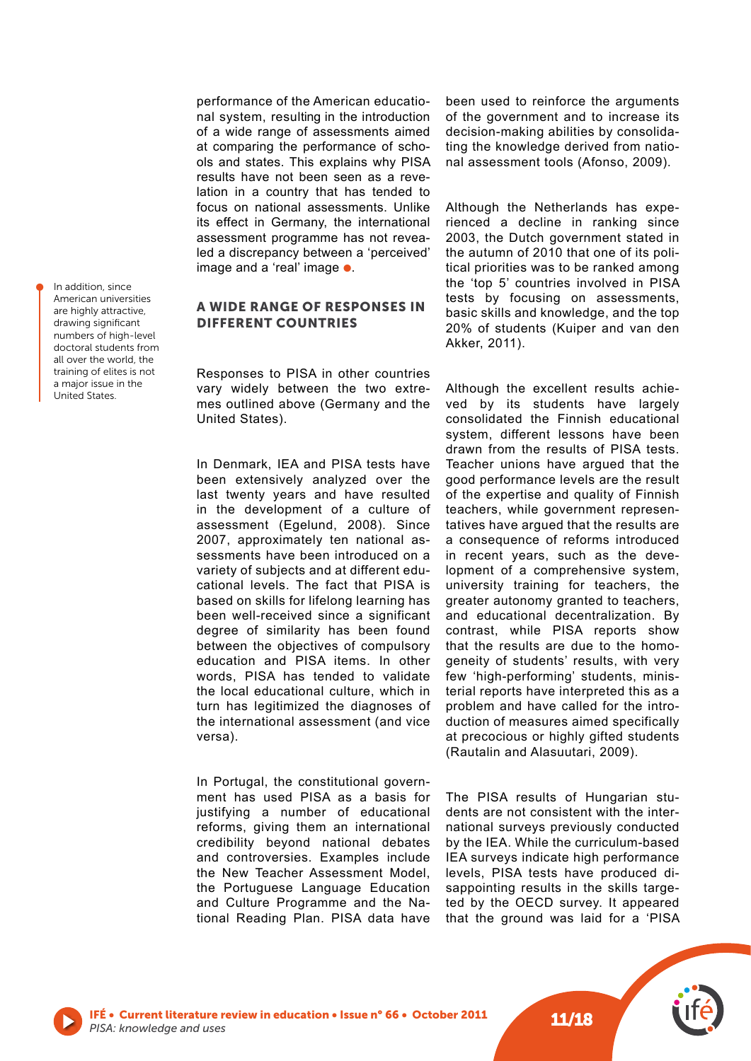performance of the American educational system, resulting in the introduction of a wide range of assessments aimed at comparing the performance of schools and states. This explains why PISA results have not been seen as a revelation in a country that has tended to focus on national assessments. Unlike its effect in Germany, the international assessment programme has not revealed a discrepancy between a 'perceived' image and a 'real' image ●.

> In addition, since American universities are highly attractive, drawing significant numbers of high-level doctoral students from all over the world, the training of elites is not a major issue in the United States.

## A WIDE RANGE OF RESPONSES IN DIFFERENT COUNTRIES

Responses to PISA in other countries vary widely between the two extremes outlined above (Germany and the United States).

In Denmark, IEA and PISA tests have been extensively analyzed over the last twenty years and have resulted in the development of a culture of assessment (Egelund, 2008). Since 2007, approximately ten national assessments have been introduced on a variety of subjects and at different educational levels. The fact that PISA is based on skills for lifelong learning has been well-received since a significant degree of similarity has been found between the objectives of compulsory education and PISA items. In other words, PISA has tended to validate the local educational culture, which in turn has legitimized the diagnoses of the international assessment (and vice versa).

In Portugal, the constitutional government has used PISA as a basis for justifying a number of educational reforms, giving them an international credibility beyond national debates and controversies. Examples include the New Teacher Assessment Model, the Portuguese Language Education and Culture Programme and the National Reading Plan. PISA data have been used to reinforce the arguments of the government and to increase its decision-making abilities by consolidating the knowledge derived from national assessment tools (Afonso, 2009).

Although the Netherlands has experienced a decline in ranking since 2003, the Dutch government stated in the autumn of 2010 that one of its political priorities was to be ranked among the 'top 5' countries involved in PISA tests by focusing on assessments, basic skills and knowledge, and the top 20% of students (Kuiper and van den Akker, 2011).

Although the excellent results achieved by its students have largely consolidated the Finnish educational system, different lessons have been drawn from the results of PISA tests. Teacher unions have argued that the good performance levels are the result of the expertise and quality of Finnish teachers, while government representatives have argued that the results are a consequence of reforms introduced in recent years, such as the development of a comprehensive system, university training for teachers, the greater autonomy granted to teachers, and educational decentralization. By contrast, while PISA reports show that the results are due to the homogeneity of students' results, with very few 'high-performing' students, ministerial reports have interpreted this as a problem and have called for the introduction of measures aimed specifically at precocious or highly gifted students (Rautalin and Alasuutari, 2009).

The PISA results of Hungarian students are not consistent with the international surveys previously conducted by the IEA. While the curriculum-based IEA surveys indicate high performance levels, PISA tests have produced disappointing results in the skills targeted by the OECD survey. It appeared that the ground was laid for a 'PISA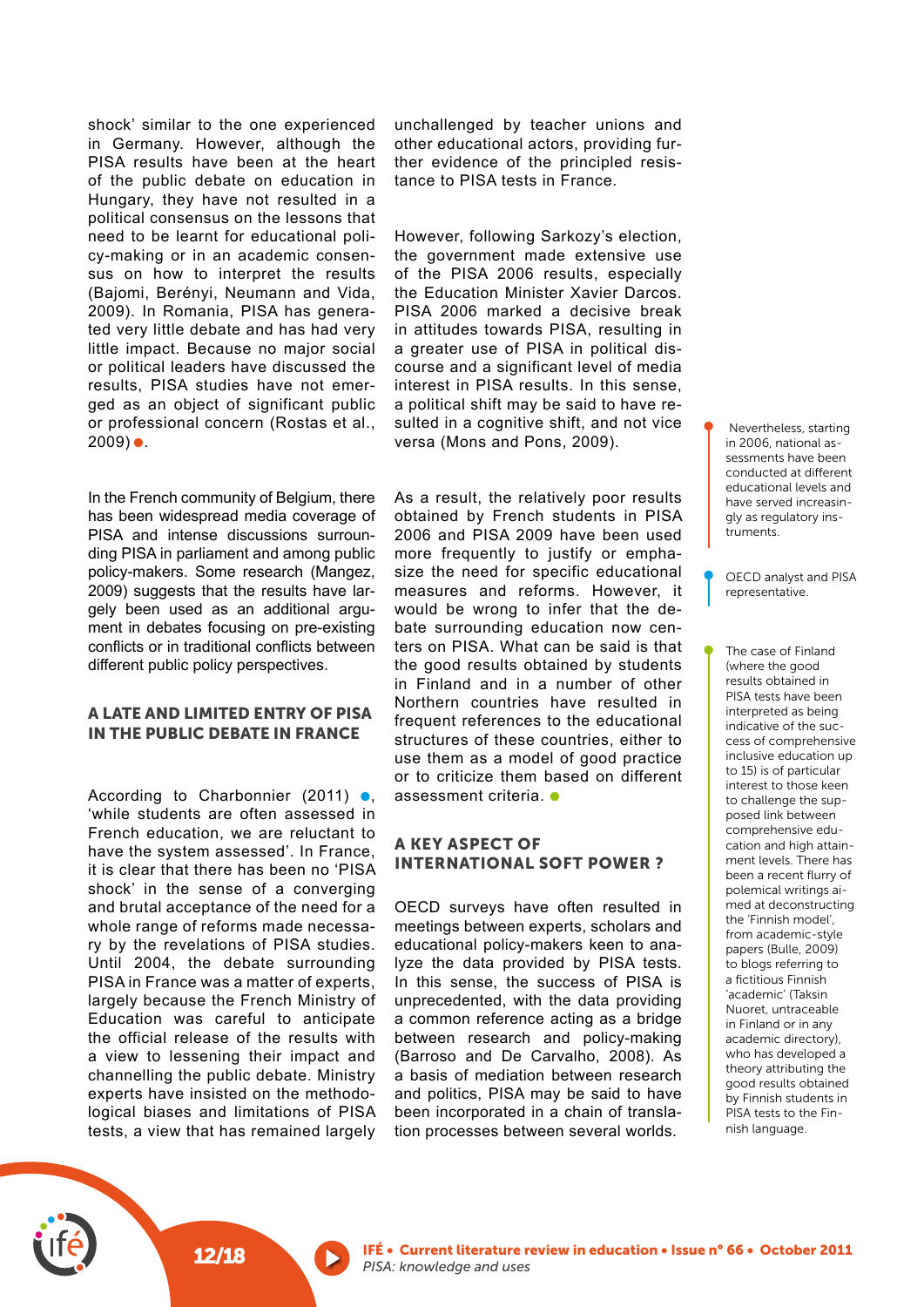shock' similar to the one experienced in Germany. However, although the PISA results have been at the heart of the public debate on education in Hungary, they have not resulted in a political consensus on the lessons that need to be learnt for educational policy-making or in an academic consensus on how to interpret the results (Bajomi, Berényi, Neumann and Vida, 2009). In Romania, PISA has generated very little debate and has had very little impact. Because no major social or political leaders have discussed the results, PISA studies have not emerged as an object of significant public or professional concern (Rostas et al., 2009) ●.

In the French community of Belgium, there has been widespread media coverage of PISA and intense discussions surrounding PISA in parliament and among public policy-makers. Some research (Mangez, 2009) suggests that the results have largely been used as an additional argument in debates focusing on pre-existing conflicts or in traditional conflicts between different public policy perspectives.

## A LATE AND LIMITED ENTRY OF PISA IN THE PUBLIC DEBATE IN FRANCE

According to Charbonnier (2011) ●, 'while students are often assessed in French education, we are reluctant to have the system assessed'. In France, it is clear that there has been no 'PISA shock' in the sense of a converging and brutal acceptance of the need for a whole range of reforms made necessary by the revelations of PISA studies. Until 2004, the debate surrounding PISA in France was a matter of experts, largely because the French Ministry of Education was careful to anticipate the official release of the results with a view to lessening their impact and channelling the public debate. Ministry experts have insisted on the methodological biases and limitations of PISA tests, a view that has remained largely unchallenged by teacher unions and other educational actors, providing further evidence of the principled resistance to PISA tests in France.

However, following Sarkozy's election, the government made extensive use of the PISA 2006 results, especially the Education Minister Xavier Darcos. PISA 2006 marked a decisive break in attitudes towards PISA, resulting in a greater use of PISA in political discourse and a significant level of media interest in PISA results. In this sense, a political shift may be said to have resulted in a cognitive shift, and not vice versa (Mons and Pons, 2009).

As a result, the relatively poor results obtained by French students in PISA 2006 and PISA 2009 have been used more frequently to justify or emphasize the need for specific educational measures and reforms. However, it would be wrong to infer that the debate surrounding education now centers on PISA. What can be said is that the good results obtained by students in Finland and in a number of other Northern countries have resulted in frequent references to the educational structures of these countries, either to use them as a model of good practice or to criticize them based on different assessment criteria. ●

## A KEY ASPECT OF INTERNATIONAL SOFT POWER ?

OECD surveys have often resulted in meetings between experts, scholars and educational policy-makers keen to analyze the data provided by PISA tests. In this sense, the success of PISA is unprecedented, with the data providing a common reference acting as a bridge between research and policy-making (Barroso and De Carvalho, 2008). As a basis of mediation between research and politics, PISA may be said to have been incorporated in a chain of translation processes between several worlds.

● Nevertheless, starting in 2006, national assessments have been conducted at different educational levels and have served increasingly as regulatory instruments.

● OECD analyst and PISA representative.

● The case of Finland (where the good results obtained in PISA tests have been interpreted as being indicative of the success of comprehensive inclusive education up to 15) is of particular interest to those keen to challenge the supposed link between comprehensive education and high attainment levels. There has been a recent flurry of polemical writings aimed at deconstructing the 'Finnish model', from academic-style papers (Bulle, 2009) to blogs referring to a fictitious Finnish 'academic' (Taksin Nuoret, untraceable in Finland or in any academic directory), who has developed a theory attributing the good results obtained by Finnish students in PISA tests to the Finnish language.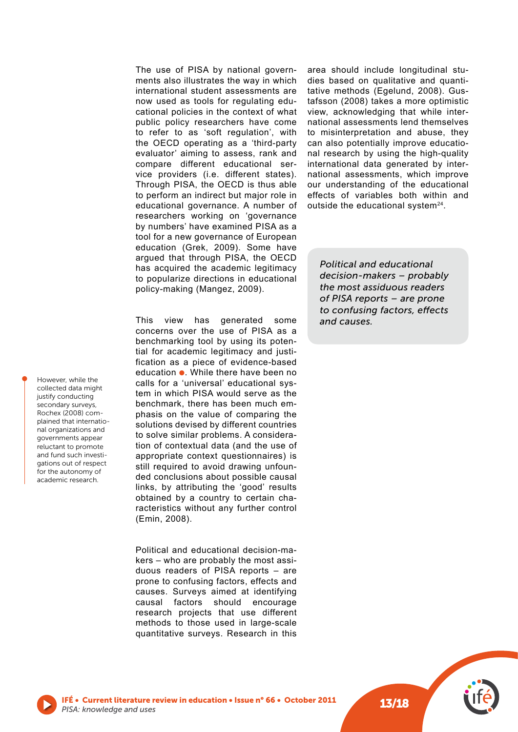The use of PISA by national governments also illustrates the way in which international student assessments are now used as tools for regulating educational policies in the context of what public policy researchers have come to refer to as 'soft regulation', with the OECD operating as a 'third-party evaluator' aiming to assess, rank and compare different educational service providers (i.e. different states). Through PISA, the OECD is thus able to perform an indirect but major role in educational governance. A number of researchers working on 'governance by numbers' have examined PISA as a tool for a new governance of European education (Grek, 2009). Some have argued that through PISA, the OECD has acquired the academic legitimacy to popularize directions in educational policy-making (Mangez, 2009).

This view has generated some concerns over the use of PISA as a benchmarking tool by using its potential for academic legitimacy and justification as a piece of evidence-based education ●. While there have been no calls for a 'universal' educational system in which PISA would serve as the benchmark, there has been much emphasis on the value of comparing the solutions devised by different countries to solve similar problems. A consideration of contextual data (and the use of appropriate context questionnaires) is still required to avoid drawing unfounded conclusions about possible causal links, by attributing the 'good' results obtained by a country to certain characteristics without any further control (Emin, 2008).

● However, while the collected data might justify conducting secondary surveys, Rochex (2008) complained that international organizations and governments appear reluctant to promote and fund such investigations out of respect for the autonomy of academic research.

Political and educational decision-makers – who are probably the most assiduous readers of PISA reports – are prone to confusing factors, effects and causes. Surveys aimed at identifying causal factors should encourage research projects that use different methods to those used in large-scale quantitative surveys. Research in this area should include longitudinal studies based on qualitative and quantitative methods (Egelund, 2008). Gustafsson (2008) takes a more optimistic view, acknowledging that while international assessments lend themselves to misinterpretation and abuse, they can also potentially improve educational research by using the high-quality international data generated by international assessments, which improve our understanding of the educational effects of variables both within and outside the educational system[24].

> *Political and educational decision-makers – probably the most assiduous readers of PISA reports – are prone to confusing factors, effects and causes.*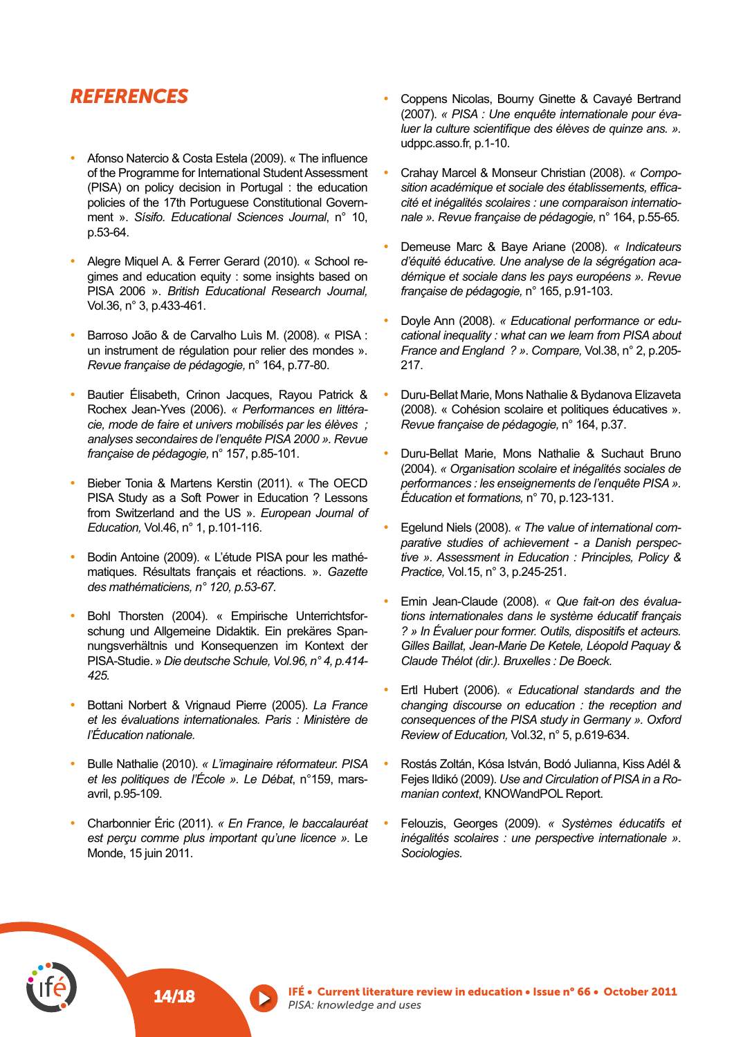## REFERENCES

- Afonso Natercio & Costa Estela (2009). « The influence of the Programme for International Student Assessment (PISA) on policy decision in Portugal : the education policies of the 17th Portuguese Constitutional Government ». *Sísifo. Educational Sciences Journal*, n° 10, p.53-64.

- Alegre Miquel A. & Ferrer Gerard (2010). « School regimes and education equity : some insights based on PISA 2006 ». *British Educational Research Journal,* Vol.36, n° 3, p.433-461.

- Barroso João & de Carvalho Luìs M. (2008). « PISA : un instrument de régulation pour relier des mondes ». *Revue française de pédagogie,* n° 164, p.77-80.

- Bautier Élisabeth, Crinon Jacques, Rayou Patrick & Rochex Jean-Yves (2006). *« Performances en littéracie, mode de faire et univers mobilisés par les élèves ; analyses secondaires de l'enquête PISA 2000 ». Revue française de pédagogie,* n° 157, p.85-101.

- Bieber Tonia & Martens Kerstin (2011). « The OECD PISA Study as a Soft Power in Education ? Lessons from Switzerland and the US ». *European Journal of Education,* Vol.46, n° 1, p.101-116.

- Bodin Antoine (2009). « L'étude PISA pour les mathématiques. Résultats français et réactions. ». *Gazette des mathématiciens, n° 120, p.53-67.*

- Bohl Thorsten (2004). « Empirische Unterrichtsforschung und Allgemeine Didaktik. Ein prekäres Spannungsverhältnis und Konsequenzen im Kontext der PISA-Studie. » *Die deutsche Schule, Vol.96, n° 4, p.414-425.*

- Bottani Norbert & Vrignaud Pierre (2005). *La France et les évaluations internationales. Paris : Ministère de l'Éducation nationale.*

- Bulle Nathalie (2010). *« L'imaginaire réformateur. PISA et les politiques de l'École ». Le Débat*, n°159, mars-avril, p.95-109.

- Charbonnier Éric (2011). *« En France, le baccalauréat est perçu comme plus important qu'une licence ».* Le Monde, 15 juin 2011.

- Coppens Nicolas, Bourny Ginette & Cavayé Bertrand (2007). *« PISA : Une enquête internationale pour évaluer la culture scientifique des élèves de quinze ans. ».* udppc.asso.fr, p.1-10.

- Crahay Marcel & Monseur Christian (2008). *« Composition académique et sociale des établissements, efficacité et inégalités scolaires : une comparaison internationale ». Revue française de pédagogie,* n° 164, p.55-65.

- Demeuse Marc & Baye Ariane (2008). *« Indicateurs d'équité éducative. Une analyse de la ségrégation académique et sociale dans les pays européens ». Revue française de pédagogie,* n° 165, p.91-103.

- Doyle Ann (2008). *« Educational performance or educational inequality : what can we learn from PISA about France and England ? ». Compare,* Vol.38, n° 2, p.205-217.

- Duru-Bellat Marie, Mons Nathalie & Bydanova Elizaveta (2008). « Cohésion scolaire et politiques éducatives ». *Revue française de pédagogie,* n° 164, p.37.

- Duru-Bellat Marie, Mons Nathalie & Suchaut Bruno (2004). *« Organisation scolaire et inégalités sociales de performances : les enseignements de l'enquête PISA ». Éducation et formations,* n° 70, p.123-131.

- Egelund Niels (2008). *« The value of international comparative studies of achievement - a Danish perspective ». Assessment in Education : Principles, Policy & Practice,* Vol.15, n° 3, p.245-251.

- Emin Jean-Claude (2008). *« Que fait-on des évaluations internationales dans le système éducatif français ? » In Évaluer pour former. Outils, dispositifs et acteurs. Gilles Baillat, Jean-Marie De Ketele, Léopold Paquay & Claude Thélot (dir.). Bruxelles : De Boeck.*

- Ertl Hubert (2006). *« Educational standards and the changing discourse on education : the reception and consequences of the PISA study in Germany ». Oxford Review of Education,* Vol.32, n° 5, p.619-634.

- Rostás Zoltán, Kósa István, Bodó Julianna, Kiss Adél & Fejes Ildikó (2009). *Use and Circulation of PISA in a Romanian context*, KNOWandPOL Report.

- Felouzis, Georges (2009). *« Systèmes éducatifs et inégalités scolaires : une perspective internationale ». Sociologies.*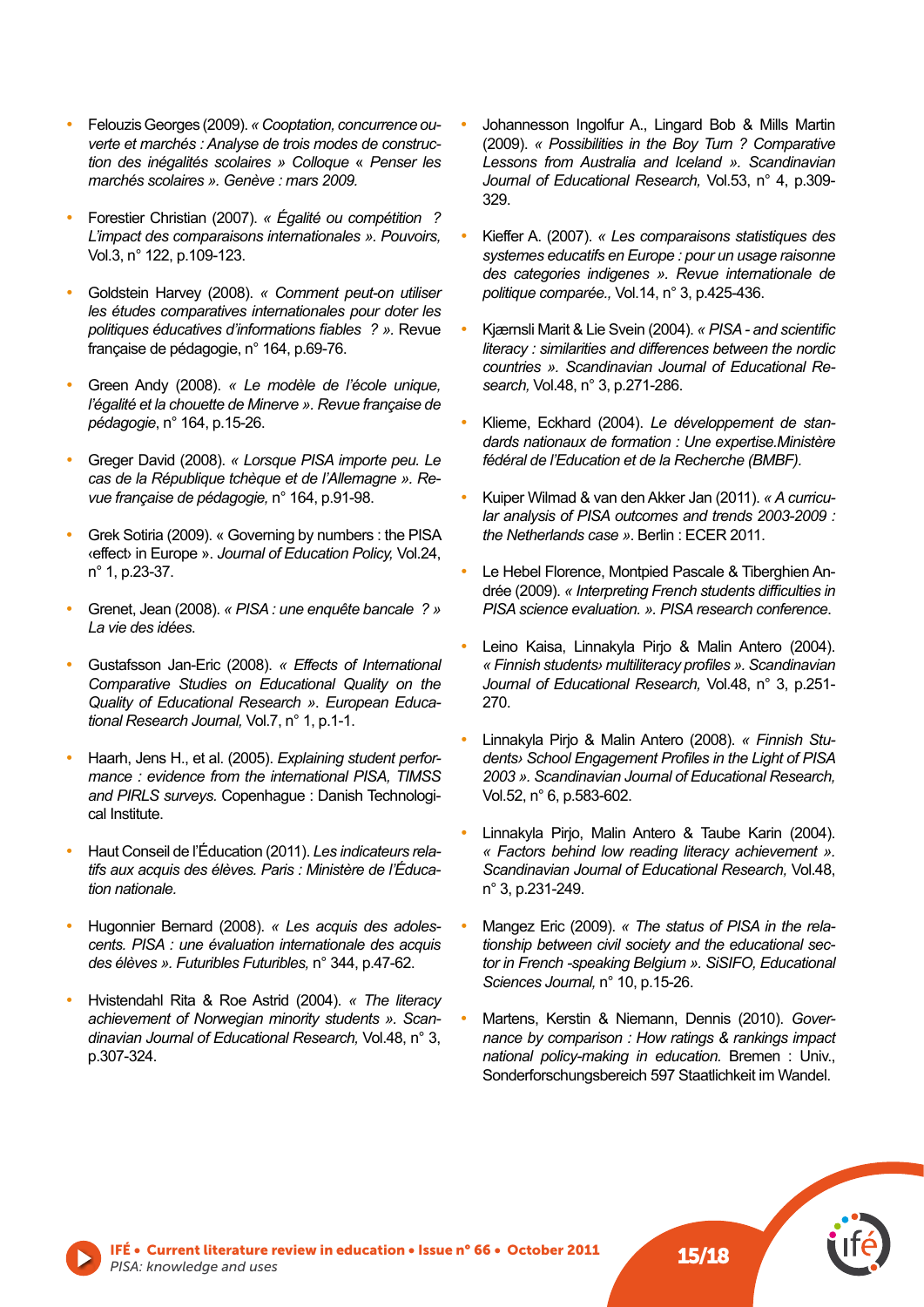- Felouzis Georges (2009). *« Cooptation, concurrence ouverte et marchés : Analyse de trois modes de construction des inégalités scolaires » Colloque « Penser les marchés scolaires ». Genève : mars 2009.*

- Forestier Christian (2007). *« Égalité ou compétition ? L'impact des comparaisons internationales ». Pouvoirs,* Vol.3, n° 122, p.109-123.

- Goldstein Harvey (2008). *« Comment peut-on utiliser les études comparatives internationales pour doter les politiques éducatives d'informations fiables ? ».* Revue française de pédagogie, n° 164, p.69-76.

- Green Andy (2008). *« Le modèle de l'école unique, l'égalité et la chouette de Minerve ». Revue française de pédagogie*, n° 164, p.15-26.

- Greger David (2008). *« Lorsque PISA importe peu. Le cas de la République tchèque et de l'Allemagne ». Revue française de pédagogie,* n° 164, p.91-98.

- Grek Sotiria (2009). « Governing by numbers : the PISA ‹effect› in Europe ». *Journal of Education Policy,* Vol.24, n° 1, p.23-37.

- Grenet, Jean (2008). *« PISA : une enquête bancale ? » La vie des idées.*

- Gustafsson Jan-Eric (2008). *« Effects of International Comparative Studies on Educational Quality on the Quality of Educational Research ». European Educational Research Journal,* Vol.7, n° 1, p.1-1.

- Haarh, Jens H., et al. (2005). *Explaining student performance : evidence from the international PISA, TIMSS and PIRLS surveys.* Copenhague : Danish Technological Institute.

- Haut Conseil de l'Éducation (2011). *Les indicateurs relatifs aux acquis des élèves. Paris : Ministère de l'Éducation nationale.*

- Hugonnier Bernard (2008). *« Les acquis des adolescents. PISA : une évaluation internationale des acquis des élèves ». Futuribles Futuribles,* n° 344, p.47-62.

- Hvistendahl Rita & Roe Astrid (2004). *« The literacy achievement of Norwegian minority students ». Scandinavian Journal of Educational Research,* Vol.48, n° 3, p.307-324.

- Johannesson Ingolfur A., Lingard Bob & Mills Martin (2009). *« Possibilities in the Boy Turn ? Comparative Lessons from Australia and Iceland ». Scandinavian Journal of Educational Research,* Vol.53, n° 4, p.309-329.

- Kieffer A. (2007). *« Les comparaisons statistiques des systemes educatifs en Europe : pour un usage raisonne des categories indigenes ». Revue internationale de politique comparée.,* Vol.14, n° 3, p.425-436.

- Kjærnsli Marit & Lie Svein (2004). *« PISA - and scientific literacy : similarities and differences between the nordic countries ». Scandinavian Journal of Educational Research,* Vol.48, n° 3, p.271-286.

- Klieme, Eckhard (2004). *Le développement de standards nationaux de formation : Une expertise.Ministère fédéral de l'Education et de la Recherche (BMBF).*

- Kuiper Wilmad & van den Akker Jan (2011). *« A curricular analysis of PISA outcomes and trends 2003-2009 : the Netherlands case ».* Berlin : ECER 2011.

- Le Hebel Florence, Montpied Pascale & Tiberghien Andrée (2009). *« Interpreting French students difficulties in PISA science evaluation. ». PISA research conference.*

- Leino Kaisa, Linnakyla Pirjo & Malin Antero (2004). *« Finnish students› multiliteracy profiles ». Scandinavian Journal of Educational Research,* Vol.48, n° 3, p.251-270.

- Linnakyla Pirjo & Malin Antero (2008). *« Finnish Students› School Engagement Profiles in the Light of PISA 2003 ». Scandinavian Journal of Educational Research,* Vol.52, n° 6, p.583-602.

- Linnakyla Pirjo, Malin Antero & Taube Karin (2004). *« Factors behind low reading literacy achievement ». Scandinavian Journal of Educational Research,* Vol.48, n° 3, p.231-249.

- Mangez Eric (2009). *« The status of PISA in the relationship between civil society and the educational sector in French -speaking Belgium ». SiSIFO, Educational Sciences Journal,* n° 10, p.15-26.

- Martens, Kerstin & Niemann, Dennis (2010). *Governance by comparison : How ratings & rankings impact national policy-making in education.* Bremen : Univ., Sonderforschungsbereich 597 Staatlichkeit im Wandel.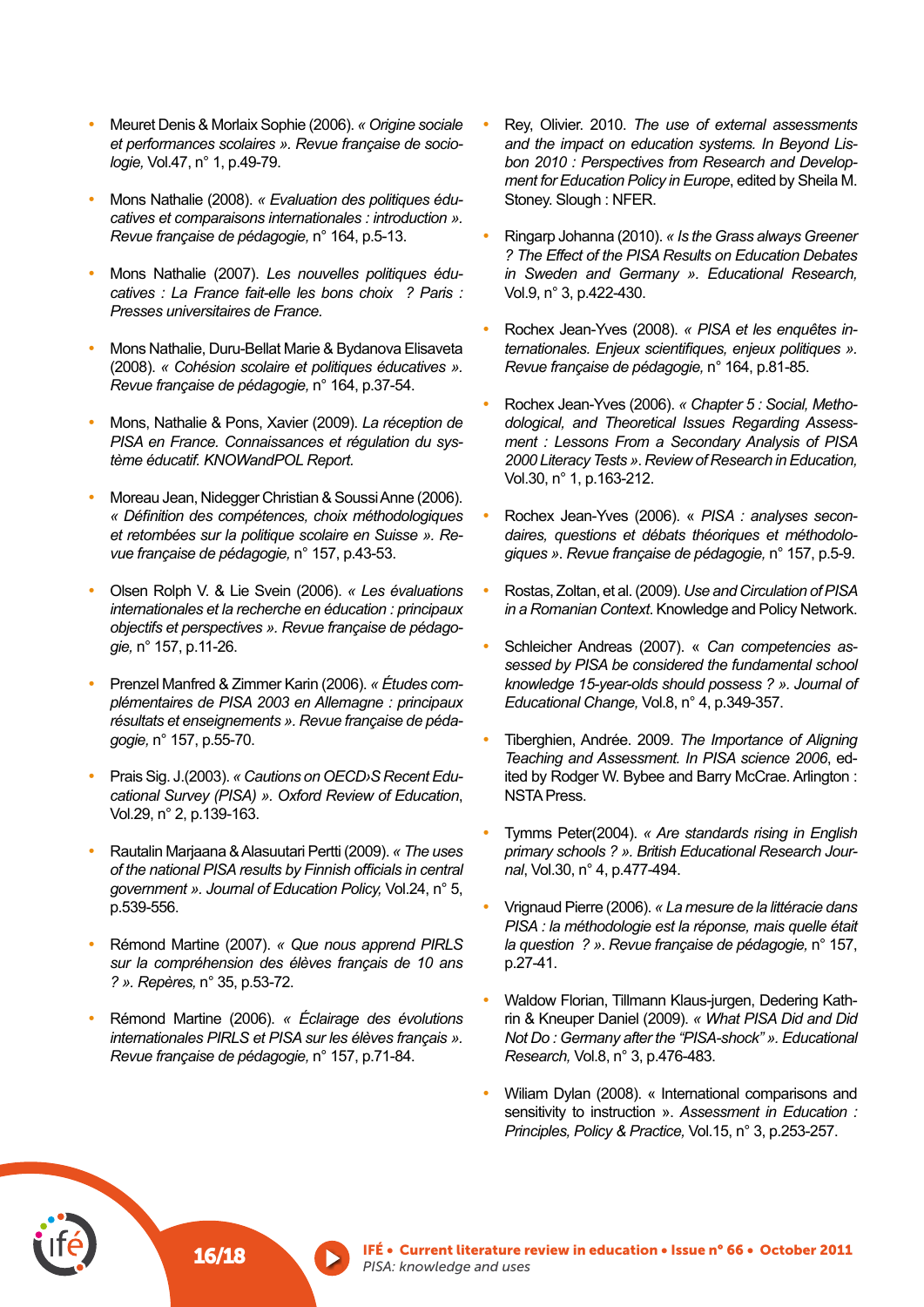- Meuret Denis & Morlaix Sophie (2006). *« Origine sociale et performances scolaires ». Revue française de sociologie,* Vol.47, n° 1, p.49-79.

- Mons Nathalie (2008). *« Evaluation des politiques éducatives et comparaisons internationales : introduction ». Revue française de pédagogie,* n° 164, p.5-13.

- Mons Nathalie (2007). *Les nouvelles politiques éducatives : La France fait-elle les bons choix ? Paris : Presses universitaires de France.*

- Mons Nathalie, Duru-Bellat Marie & Bydanova Elisaveta (2008). *« Cohésion scolaire et politiques éducatives ». Revue française de pédagogie,* n° 164, p.37-54.

- Mons, Nathalie & Pons, Xavier (2009). *La réception de PISA en France. Connaissances et régulation du système éducatif. KNOWandPOL Report.*

- Moreau Jean, Nidegger Christian & Soussi Anne (2006). *« Définition des compétences, choix méthodologiques et retombées sur la politique scolaire en Suisse ». Revue française de pédagogie,* n° 157, p.43-53.

- Olsen Rolph V. & Lie Svein (2006). *« Les évaluations internationales et la recherche en éducation : principaux objectifs et perspectives ». Revue française de pédagogie,* n° 157, p.11-26.

- Prenzel Manfred & Zimmer Karin (2006). *« Études complémentaires de PISA 2003 en Allemagne : principaux résultats et enseignements ». Revue française de pédagogie,* n° 157, p.55-70.

- Prais Sig. J.(2003). *« Cautions on OECD›S Recent Educational Survey (PISA) ». Oxford Review of Education*, Vol.29, n° 2, p.139-163.

- Rautalin Marjaana & Alasuutari Pertti (2009). *« The uses of the national PISA results by Finnish officials in central government ». Journal of Education Policy,* Vol.24, n° 5, p.539-556.

- Rémond Martine (2007). *« Que nous apprend PIRLS sur la compréhension des élèves français de 10 ans ? ». Repères,* n° 35, p.53-72.

- Rémond Martine (2006). *« Éclairage des évolutions internationales PIRLS et PISA sur les élèves français ». Revue française de pédagogie,* n° 157, p.71-84.

- Rey, Olivier. 2010. *The use of external assessments and the impact on education systems. In Beyond Lisbon 2010 : Perspectives from Research and Development for Education Policy in Europe*, edited by Sheila M. Stoney. Slough : NFER.

- Ringarp Johanna (2010). *« Is the Grass always Greener ? The Effect of the PISA Results on Education Debates in Sweden and Germany ». Educational Research,* Vol.9, n° 3, p.422-430.

- Rochex Jean-Yves (2008). *« PISA et les enquêtes internationales. Enjeux scientifiques, enjeux politiques ». Revue française de pédagogie,* n° 164, p.81-85.

- Rochex Jean-Yves (2006). *« Chapter 5 : Social, Methodological, and Theoretical Issues Regarding Assessment : Lessons From a Secondary Analysis of PISA 2000 Literacy Tests ». Review of Research in Education,* Vol.30, n° 1, p.163-212.

- Rochex Jean-Yves (2006). « *PISA : analyses secondaires, questions et débats théoriques et méthodologiques ». Revue française de pédagogie,* n° 157, p.5-9.

- Rostas, Zoltan, et al. (2009). *Use and Circulation of PISA in a Romanian Context*. Knowledge and Policy Network.

- Schleicher Andreas (2007). « *Can competencies assessed by PISA be considered the fundamental school knowledge 15-year-olds should possess ? ». Journal of Educational Change,* Vol.8, n° 4, p.349-357.

- Tiberghien, Andrée. 2009. *The Importance of Aligning Teaching and Assessment. In PISA science 2006*, edited by Rodger W. Bybee and Barry McCrae. Arlington : NSTA Press.

- Tymms Peter(2004). *« Are standards rising in English primary schools ? ». British Educational Research Journal*, Vol.30, n° 4, p.477-494.

- Vrignaud Pierre (2006). *« La mesure de la littéracie dans PISA : la méthodologie est la réponse, mais quelle était la question ? ». Revue française de pédagogie,* n° 157, p.27-41.

- Waldow Florian, Tillmann Klaus-jurgen, Dedering Kathrin & Kneuper Daniel (2009). *« What PISA Did and Did Not Do : Germany after the "PISA-shock" ». Educational Research,* Vol.8, n° 3, p.476-483.

- Wiliam Dylan (2008). « International comparisons and sensitivity to instruction ». *Assessment in Education : Principles, Policy & Practice,* Vol.15, n° 3, p.253-257.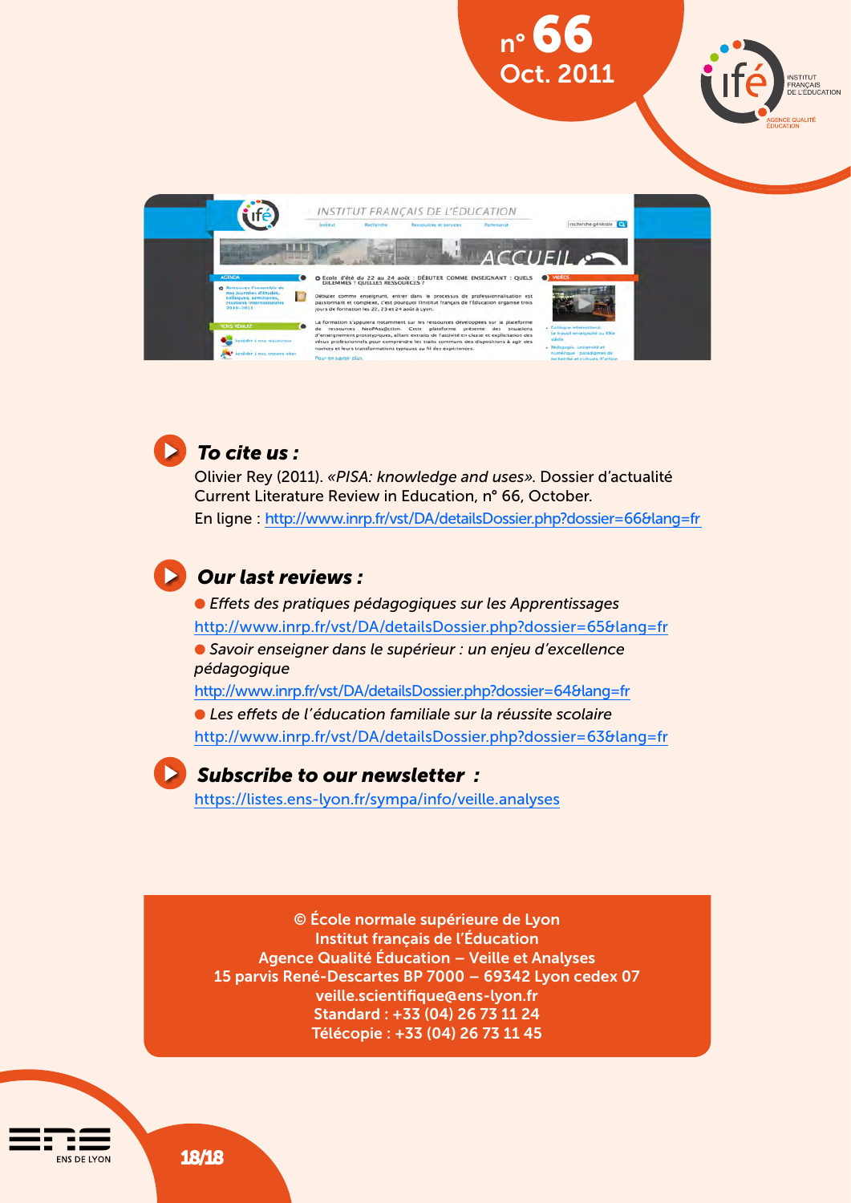n° 66
Oct. 2011

## To cite us :

Olivier Rey (2011). *«PISA: knowledge and uses»*. Dossier d'actualité Current Literature Review in Education, n° 66, October.
En ligne : http://www.inrp.fr/vst/DA/detailsDossier.php?dossier=66&lang=fr

## Our last reviews :

- *Effets des pratiques pédagogiques sur les Apprentissages*
  http://www.inrp.fr/vst/DA/detailsDossier.php?dossier=65&lang=fr
- *Savoir enseigner dans le supérieur : un enjeu d'excellence pédagogique*
  http://www.inrp.fr/vst/DA/detailsDossier.php?dossier=64&lang=fr
- *Les effets de l'éducation familiale sur la réussite scolaire*
  http://www.inrp.fr/vst/DA/detailsDossier.php?dossier=63&lang=fr

## Subscribe to our newsletter :

https://listes.ens-lyon.fr/sympa/info/veille.analyses

© École normale supérieure de Lyon
Institut français de l'Éducation
Agence Qualité Éducation – Veille et Analyses
15 parvis René-Descartes BP 7000 – 69342 Lyon cedex 07
veille.scientifique@ens-lyon.fr
Standard : +33 (04) 26 73 11 24
Télécopie : +33 (04) 26 73 11 45